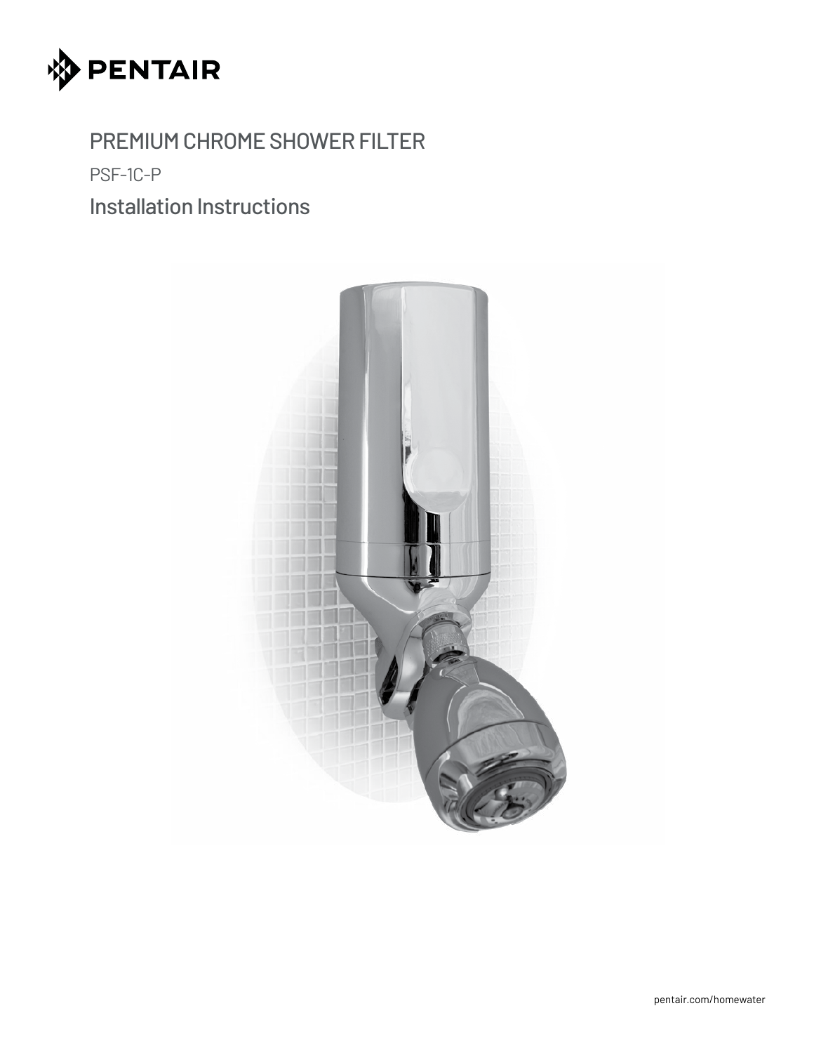PENTAIR

# PREMIUM CHROME SHOWER FILTER

PSF-1C-P

## Installation Instructions

pentair.com/homewater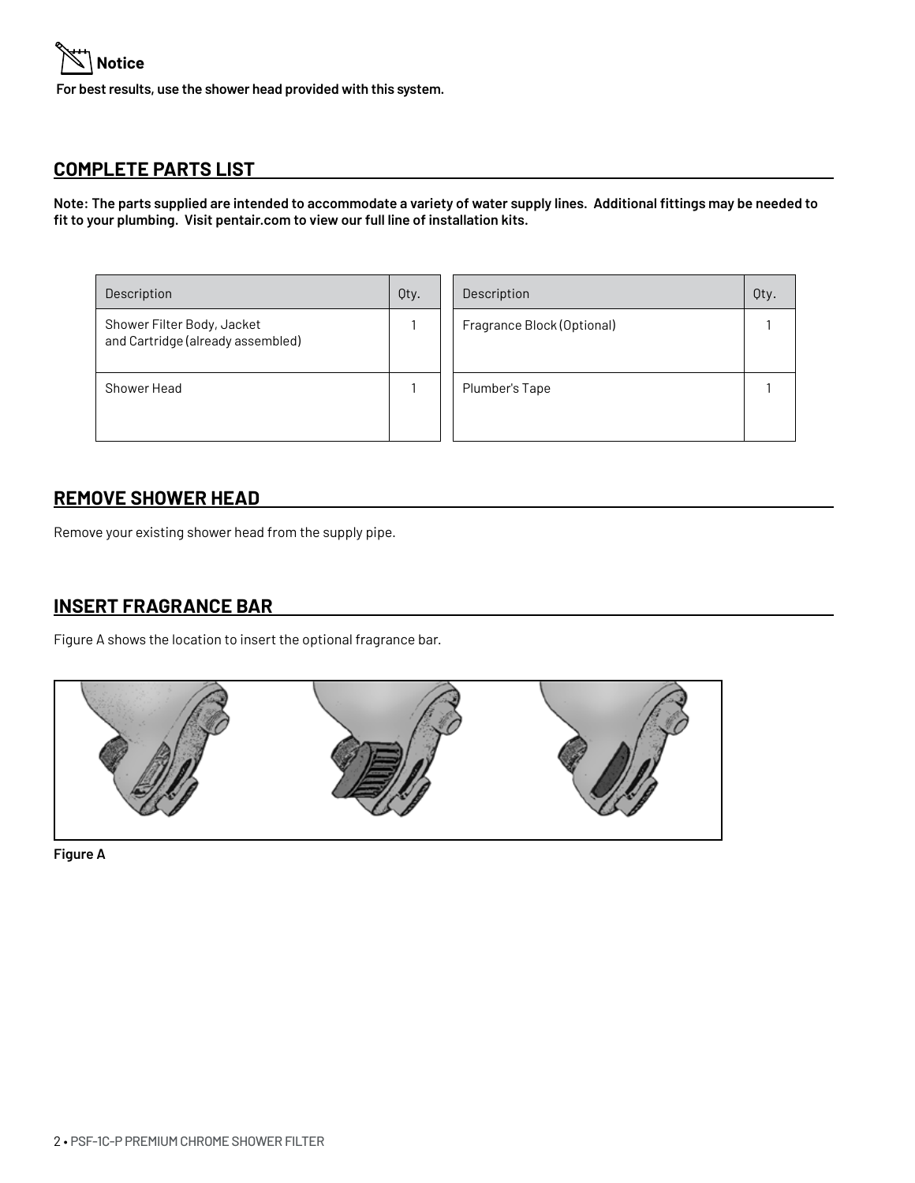**Notice**

**For best results, use the shower head provided with this system.**

## COMPLETE PARTS LIST

**Note: The parts supplied are intended to accommodate a variety of water supply lines. Additional fittings may be needed to fit to your plumbing. Visit pentair.com to view our full line of installation kits.**

| Description | Qty. |
| --- | --- |
| Shower Filter Body, Jacket and Cartridge (already assembled) | 1 |
| Shower Head | 1 |

| Description | Qty. |
| --- | --- |
| Fragrance Block (Optional) | 1 |
| Plumber's Tape | 1 |

## REMOVE SHOWER HEAD

Remove your existing shower head from the supply pipe.

## INSERT FRAGRANCE BAR

Figure A shows the location to insert the optional fragrance bar.

**Figure A**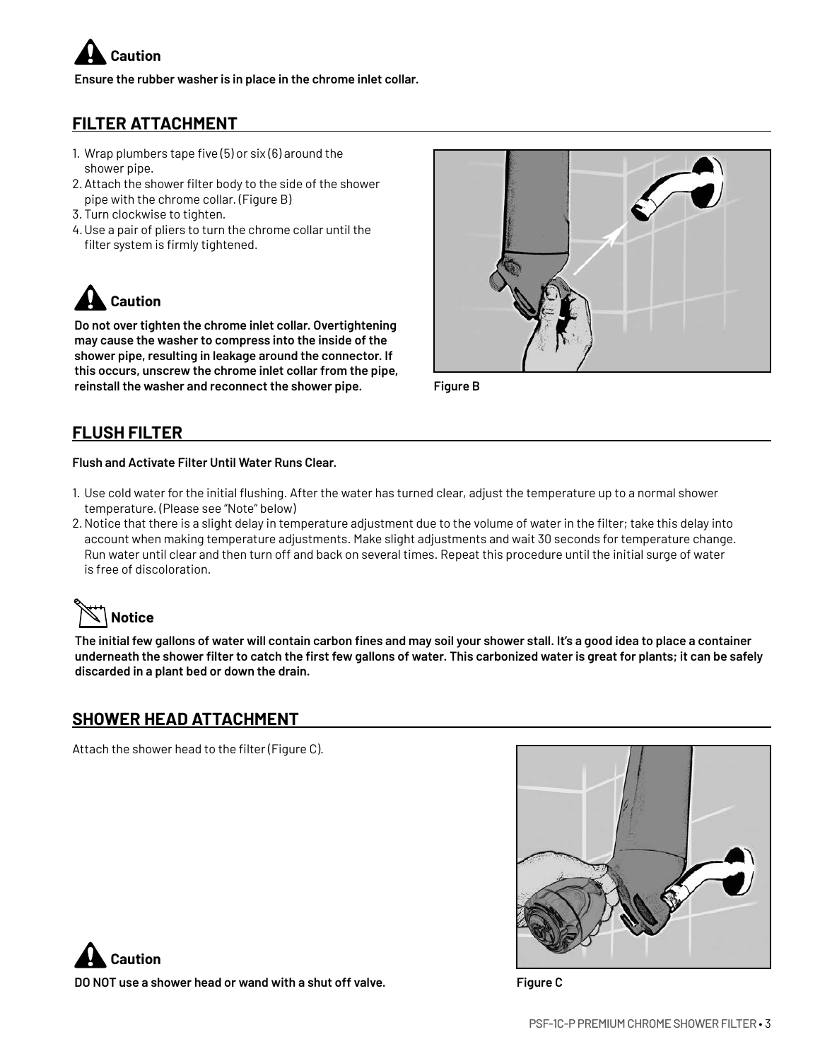**Caution**

**Ensure the rubber washer is in place in the chrome inlet collar.**

## FILTER ATTACHMENT

1. Wrap plumbers tape five (5) or six (6) around the shower pipe.
2. Attach the shower filter body to the side of the shower pipe with the chrome collar. (Figure B)
3. Turn clockwise to tighten.
4. Use a pair of pliers to turn the chrome collar until the filter system is firmly tightened.

**Caution**

**Do not over tighten the chrome inlet collar. Overtightening may cause the washer to compress into the inside of the shower pipe, resulting in leakage around the connector. If this occurs, unscrew the chrome inlet collar from the pipe, reinstall the washer and reconnect the shower pipe.**

Figure B

## FLUSH FILTER

**Flush and Activate Filter Until Water Runs Clear.**

1. Use cold water for the initial flushing. After the water has turned clear, adjust the temperature up to a normal shower temperature. (Please see "Note" below)
2. Notice that there is a slight delay in temperature adjustment due to the volume of water in the filter; take this delay into account when making temperature adjustments. Make slight adjustments and wait 30 seconds for temperature change. Run water until clear and then turn off and back on several times. Repeat this procedure until the initial surge of water is free of discoloration.

**Notice**

**The initial few gallons of water will contain carbon fines and may soil your shower stall. It's a good idea to place a container underneath the shower filter to catch the first few gallons of water. This carbonized water is great for plants; it can be safely discarded in a plant bed or down the drain.**

## SHOWER HEAD ATTACHMENT

Attach the shower head to the filter (Figure C).

**Caution**

**DO NOT use a shower head or wand with a shut off valve.**

Figure C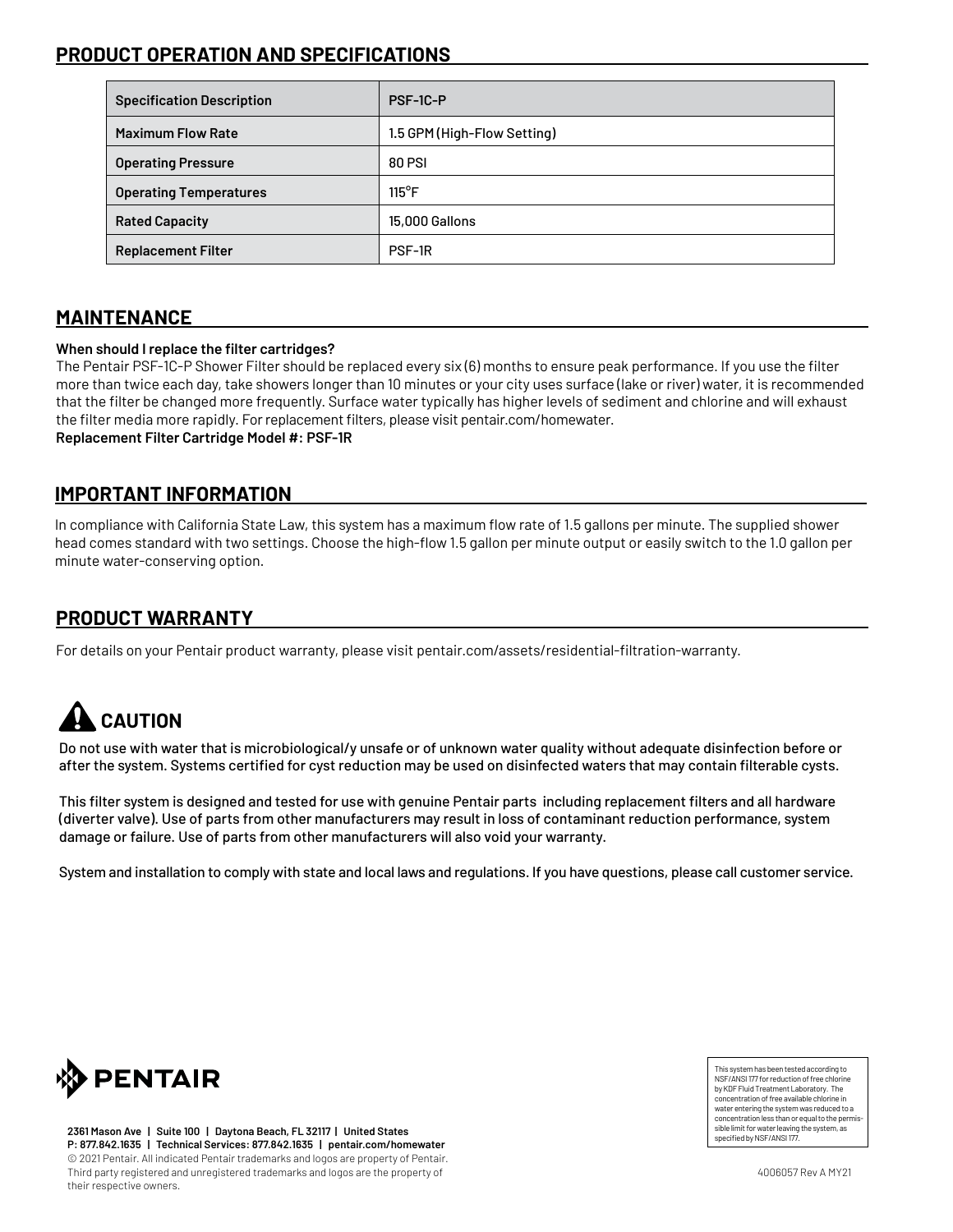## PRODUCT OPERATION AND SPECIFICATIONS

| Specification Description | PSF-1C-P |
|---|---|
| Maximum Flow Rate | 1.5 GPM (High-Flow Setting) |
| Operating Pressure | 80 PSI |
| Operating Temperatures | 115°F |
| Rated Capacity | 15,000 Gallons |
| Replacement Filter | PSF-1R |

## MAINTENANCE

**When should I replace the filter cartridges?**

The Pentair PSF-1C-P Shower Filter should be replaced every six (6) months to ensure peak performance. If you use the filter more than twice each day, take showers longer than 10 minutes or your city uses surface (lake or river) water, it is recommended that the filter be changed more frequently. Surface water typically has higher levels of sediment and chlorine and will exhaust the filter media more rapidly. For replacement filters, please visit pentair.com/homewater.

**Replacement Filter Cartridge Model #: PSF-1R**

## IMPORTANT INFORMATION

In compliance with California State Law, this system has a maximum flow rate of 1.5 gallons per minute. The supplied shower head comes standard with two settings. Choose the high-flow 1.5 gallon per minute output or easily switch to the 1.0 gallon per minute water-conserving option.

## PRODUCT WARRANTY

For details on your Pentair product warranty, please visit pentair.com/assets/residential-filtration-warranty.

## CAUTION

Do not use with water that is microbiological/y unsafe or of unknown water quality without adequate disinfection before or after the system. Systems certified for cyst reduction may be used on disinfected waters that may contain filterable cysts.

This filter system is designed and tested for use with genuine Pentair parts including replacement filters and all hardware (diverter valve). Use of parts from other manufacturers may result in loss of contaminant reduction performance, system damage or failure. Use of parts from other manufacturers will also void your warranty.

System and installation to comply with state and local laws and regulations. If you have questions, please call customer service.

PENTAIR

**2361 Mason Ave | Suite 100 | Daytona Beach, FL 32117 | United States**
**P: 877.842.1635 | Technical Services: 877.842.1635 | pentair.com/homewater**
© 2021 Pentair. All indicated Pentair trademarks and logos are property of Pentair. Third party registered and unregistered trademarks and logos are the property of their respective owners.

This system has been tested according to NSF/ANSI 177 for reduction of free chlorine by KDF Fluid Treatment Laboratory. The concentration of free available chlorine in water entering the system was reduced to a concentration less than or equal to the permissible limit for water leaving the system, as specified by NSF/ANSI 177.

4006057 Rev A MY21